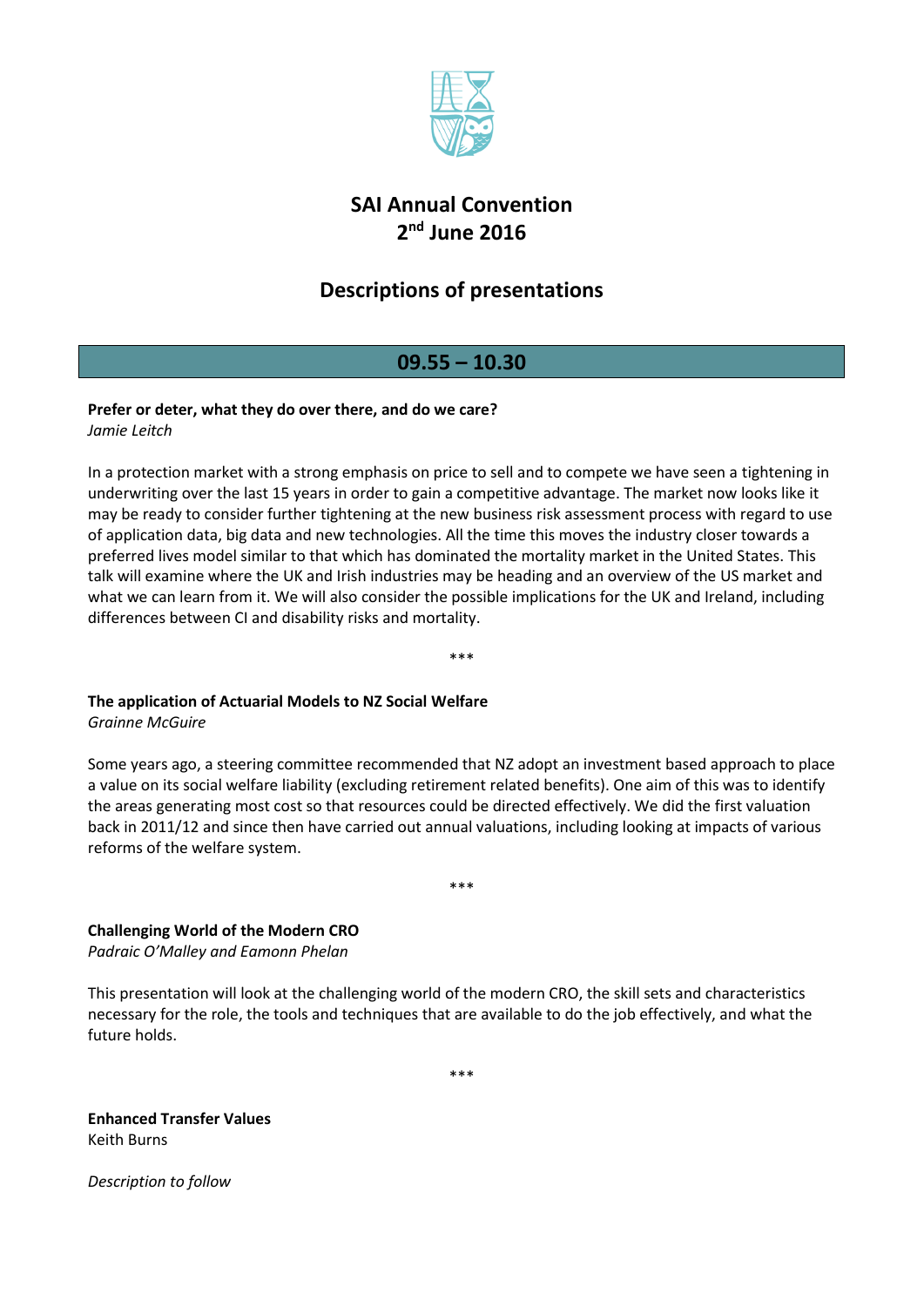# SAI Annual Convention
# 2nd June 2016

## Descriptions of presentations

## 09.55 – 10.30

**Prefer or deter, what they do over there, and do we care?**
*Jamie Leitch*

In a protection market with a strong emphasis on price to sell and to compete we have seen a tightening in underwriting over the last 15 years in order to gain a competitive advantage. The market now looks like it may be ready to consider further tightening at the new business risk assessment process with regard to use of application data, big data and new technologies. All the time this moves the industry closer towards a preferred lives model similar to that which has dominated the mortality market in the United States. This talk will examine where the UK and Irish industries may be heading and an overview of the US market and what we can learn from it. We will also consider the possible implications for the UK and Ireland, including differences between CI and disability risks and mortality.

***

**The application of Actuarial Models to NZ Social Welfare**
*Grainne McGuire*

Some years ago, a steering committee recommended that NZ adopt an investment based approach to place a value on its social welfare liability (excluding retirement related benefits). One aim of this was to identify the areas generating most cost so that resources could be directed effectively. We did the first valuation back in 2011/12 and since then have carried out annual valuations, including looking at impacts of various reforms of the welfare system.

***

**Challenging World of the Modern CRO**
*Padraic O'Malley and Eamonn Phelan*

This presentation will look at the challenging world of the modern CRO, the skill sets and characteristics necessary for the role, the tools and techniques that are available to do the job effectively, and what the future holds.

***

**Enhanced Transfer Values**
Keith Burns

*Description to follow*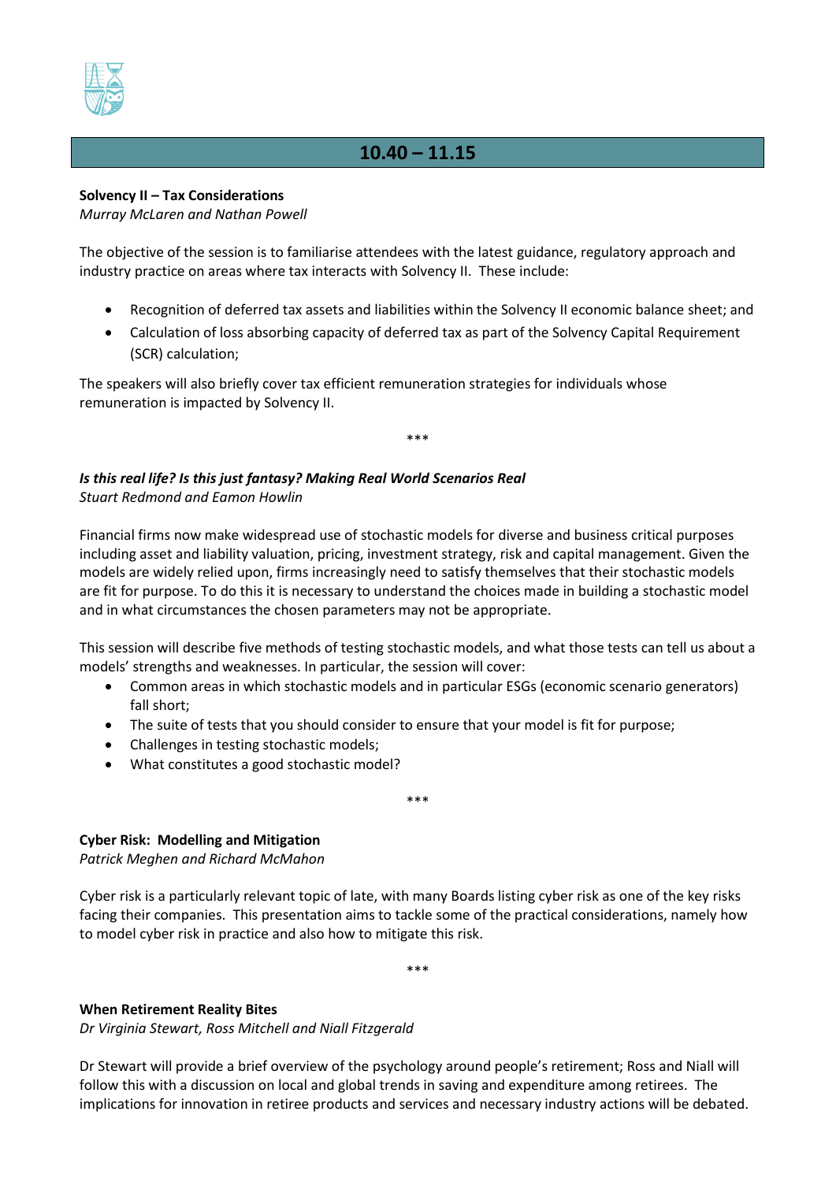## 10.40 – 11.15

**Solvency II – Tax Considerations**
*Murray McLaren and Nathan Powell*

The objective of the session is to familiarise attendees with the latest guidance, regulatory approach and industry practice on areas where tax interacts with Solvency II. These include:

- Recognition of deferred tax assets and liabilities within the Solvency II economic balance sheet; and
- Calculation of loss absorbing capacity of deferred tax as part of the Solvency Capital Requirement (SCR) calculation;

The speakers will also briefly cover tax efficient remuneration strategies for individuals whose remuneration is impacted by Solvency II.

***

***Is this real life? Is this just fantasy? Making Real World Scenarios Real***
*Stuart Redmond and Eamon Howlin*

Financial firms make widespread use of stochastic models for diverse and business critical purposes including asset and liability valuation, pricing, investment strategy, risk and capital management. Given the models are widely relied upon, firms increasingly need to satisfy themselves that their stochastic models are fit for purpose. To do this it is necessary to understand the choices made in building a stochastic model and in what circumstances the chosen parameters may not be appropriate.

This session will describe five methods of testing stochastic models, and what those tests can tell us about a models' strengths and weaknesses. In particular, the session will cover:

- Common areas in which stochastic models and in particular ESGs (economic scenario generators) fall short;
- The suite of tests that you should consider to ensure that your model is fit for purpose;
- Challenges in testing stochastic models;
- What constitutes a good stochastic model?

***

**Cyber Risk: Modelling and Mitigation**
*Patrick Meghen and Richard McMahon*

Cyber risk is a particularly relevant topic of late, with many Boards listing cyber risk as one of the key risks facing their companies. This presentation aims to tackle some of the practical considerations, namely how to model cyber risk in practice and also how to mitigate this risk.

***

**When Retirement Reality Bites**
*Dr Virginia Stewart, Ross Mitchell and Niall Fitzgerald*

Dr Stewart will provide a brief overview of the psychology around people's retirement; Ross and Niall will follow this with a discussion on local and global trends in saving and expenditure among retirees. The implications for innovation in retiree products and services and necessary industry actions will be debated.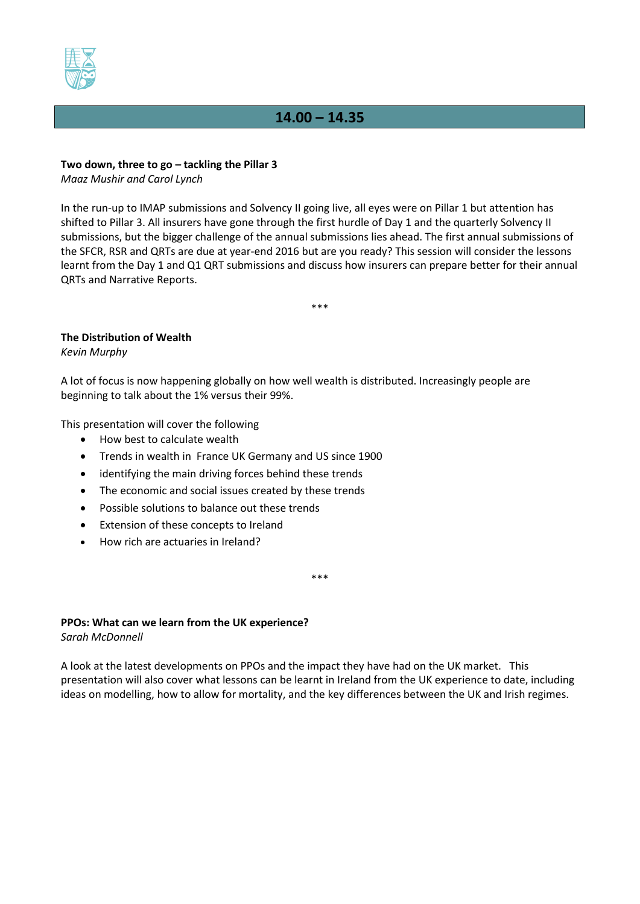## 14.00 – 14.35

**Two down, three to go – tackling the Pillar 3**
*Maaz Mushir and Carol Lynch*

In the run-up to IMAP submissions and Solvency II going live, all eyes were on Pillar 1 but attention has shifted to Pillar 3. All insurers have gone through the first hurdle of Day 1 and the quarterly Solvency II submissions, but the bigger challenge of the annual submissions lies ahead. The first annual submissions of the SFCR, RSR and QRTs are due at year-end 2016 but are you ready? This session will consider the lessons learnt from the Day 1 and Q1 QRT submissions and discuss how insurers can prepare better for their annual QRTs and Narrative Reports.

***

**The Distribution of Wealth**
*Kevin Murphy*

A lot of focus is now happening globally on how well wealth is distributed. Increasingly people are beginning to talk about the 1% versus their 99%.

This presentation will cover the following

- How best to calculate wealth
- Trends in wealth in France UK Germany and US since 1900
- identifying the main driving forces behind these trends
- The economic and social issues created by these trends
- Possible solutions to balance out these trends
- Extension of these concepts to Ireland
- How rich are actuaries in Ireland?

***

**PPOs: What can we learn from the UK experience?**
*Sarah McDonnell*

A look at the latest developments on PPOs and the impact they have had on the UK market. This presentation will also cover what lessons can be learnt in Ireland from the UK experience to date, including ideas on modelling, how to allow for mortality, and the key differences between the UK and Irish regimes.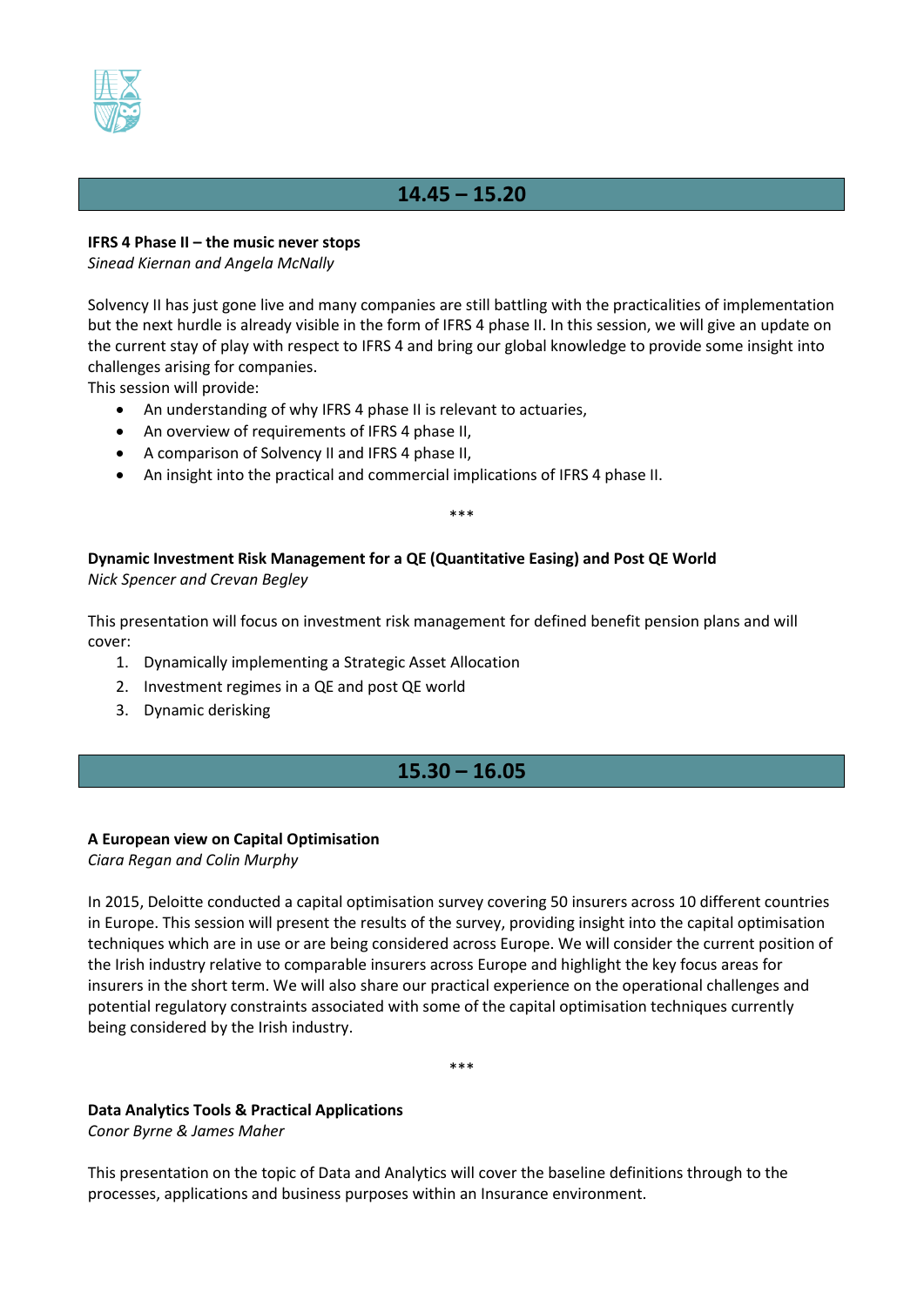## 14.45 – 15.20

**IFRS 4 Phase II – the music never stops**
*Sinead Kiernan and Angela McNally*

Solvency II has just gone live and many companies are still battling with the practicalities of implementation but the next hurdle is already visible in the form of IFRS 4 phase II. In this session, we will give an update on the current stay of play with respect to IFRS 4 and bring our global knowledge to provide some insight into challenges arising for companies.
This session will provide:

- An understanding of why IFRS 4 phase II is relevant to actuaries,
- An overview of requirements of IFRS 4 phase II,
- A comparison of Solvency II and IFRS 4 phase II,
- An insight into the practical and commercial implications of IFRS 4 phase II.

\*\*\*

**Dynamic Investment Risk Management for a QE (Quantitative Easing) and Post QE World**
*Nick Spencer and Crevan Begley*

This presentation will focus on investment risk management for defined benefit pension plans and will cover:

1. Dynamically implementing a Strategic Asset Allocation
2. Investment regimes in a QE and post QE world
3. Dynamic derisking

## 15.30 – 16.05

**A European view on Capital Optimisation**
*Ciara Regan and Colin Murphy*

In 2015, Deloitte conducted a capital optimisation survey covering 50 insurers across 10 different countries in Europe. This session will present the results of the survey, providing insight into the capital optimisation techniques which are in use or are being considered across Europe. We will consider the current position of the Irish industry relative to comparable insurers across Europe and highlight the key focus areas for insurers in the short term. We will also share our practical experience on the operational challenges and potential regulatory constraints associated with some of the capital optimisation techniques currently being considered by the Irish industry.

\*\*\*

**Data Analytics Tools & Practical Applications**
*Conor Byrne & James Maher*

This presentation on the topic of Data and Analytics will cover the baseline definitions through to the processes, applications and business purposes within an Insurance environment.